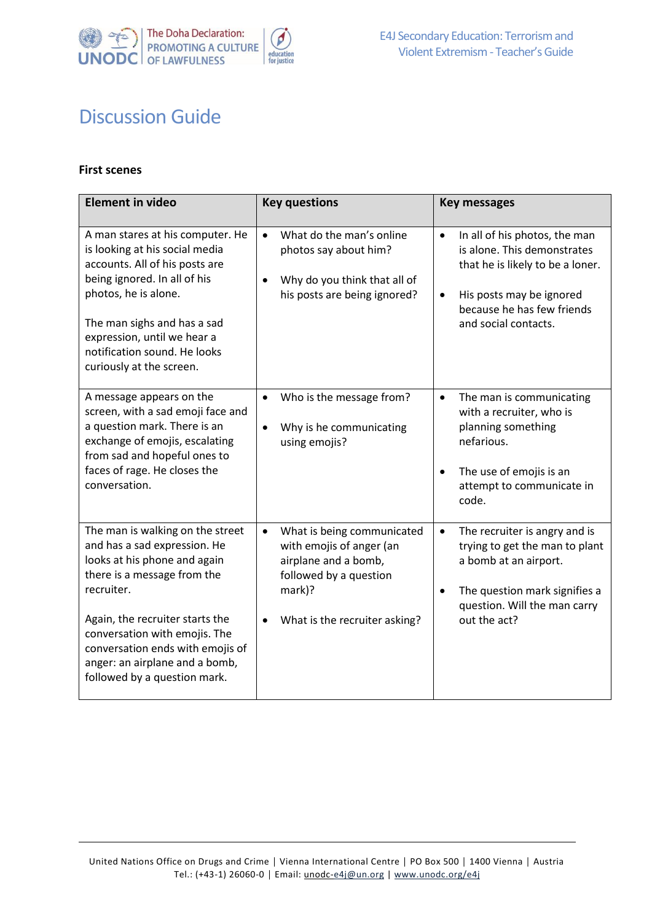# Discussion Guide

**First scenes**

| Element in video | Key questions | Key messages |
|---|---|---|
| A man stares at his computer. He is looking at his social media accounts. All of his posts are being ignored. In all of his photos, he is alone.<br><br>The man sighs and has a sad expression, until we hear a notification sound. He looks curiously at the screen. | • What do the man's online photos say about him?<br><br>• Why do you think that all of his posts are being ignored? | • In all of his photos, the man is alone. This demonstrates that he is likely to be a loner.<br><br>• His posts may be ignored because he has few friends and social contacts. |
| A message appears on the screen, with a sad emoji face and a question mark. There is an exchange of emojis, escalating from sad and hopeful ones to faces of rage. He closes the conversation. | • Who is the message from?<br><br>• Why is he communicating using emojis? | • The man is communicating with a recruiter, who is planning something nefarious.<br><br>• The use of emojis is an attempt to communicate in code. |
| The man is walking on the street and has a sad expression. He looks at his phone and again there is a message from the recruiter.<br><br>Again, the recruiter starts the conversation with emojis. The conversation ends with emojis of anger: an airplane and a bomb, followed by a question mark. | • What is being communicated with emojis of anger (an airplane and a bomb, followed by a question mark)?<br><br>• What is the recruiter asking? | • The recruiter is angry and is trying to get the man to plant a bomb at an airport.<br><br>• The question mark signifies a question. Will the man carry out the act? |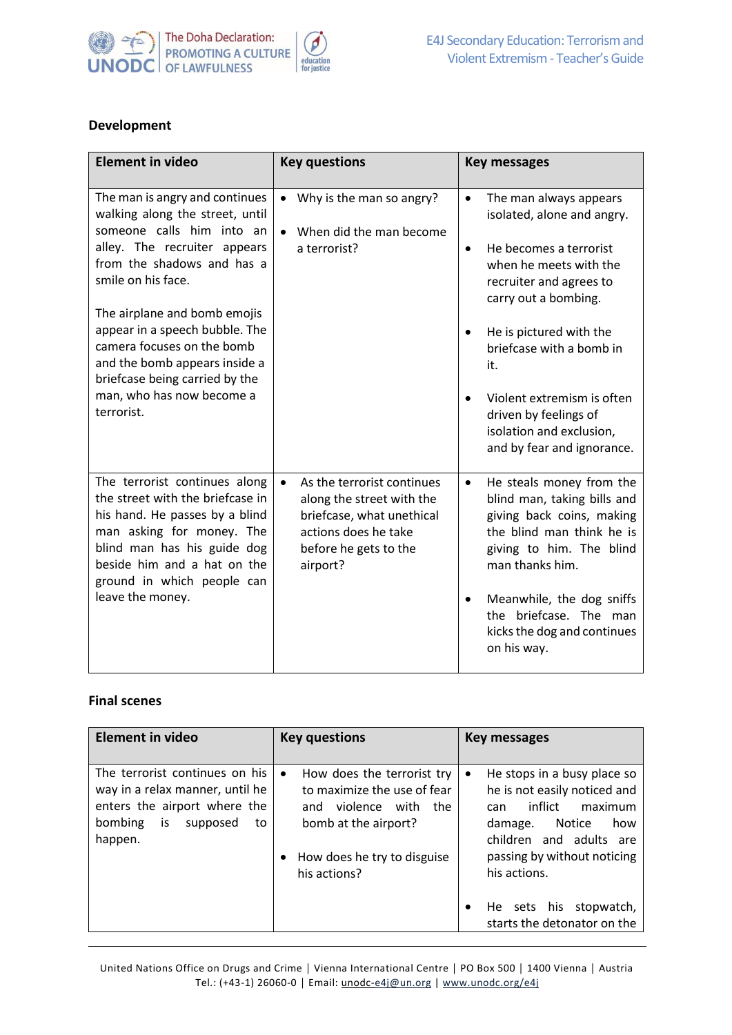### Development

| Element in video | Key questions | Key messages |
|---|---|---|
| The man is angry and continues walking along the street, until someone calls him into an alley. The recruiter appears from the shadows and has a smile on his face.<br><br>The airplane and bomb emojis appear in a speech bubble. The camera focuses on the bomb and the bomb appears inside a briefcase being carried by the man, who has now become a terrorist. | • Why is the man so angry?<br>• When did the man become a terrorist? | • The man always appears isolated, alone and angry.<br>• He becomes a terrorist when he meets with the recruiter and agrees to carry out a bombing.<br>• He is pictured with the briefcase with a bomb in it.<br>• Violent extremism is often driven by feelings of isolation and exclusion, and by fear and ignorance. |
| The terrorist continues along the street with the briefcase in his hand. He passes by a blind man asking for money. The blind man has his guide dog beside him and a hat on the ground in which people can leave the money. | • As the terrorist continues along the street with the briefcase, what unethical actions does he take before he gets to the airport? | • He steals money from the blind man, taking bills and giving back coins, making the blind man think he is giving to him. The blind man thanks him.<br>• Meanwhile, the dog sniffs the briefcase. The man kicks the dog and continues on his way. |

### Final scenes

| Element in video | Key questions | Key messages |
|---|---|---|
| The terrorist continues on his way in a relax manner, until he enters the airport where the bombing is supposed to happen. | • How does the terrorist try to maximize the use of fear and violence with the bomb at the airport?<br>• How does he try to disguise his actions? | • He stops in a busy place so he is not easily noticed and can inflict maximum damage. Notice how children and adults are passing by without noticing his actions.<br>• He sets his stopwatch, starts the detonator on the |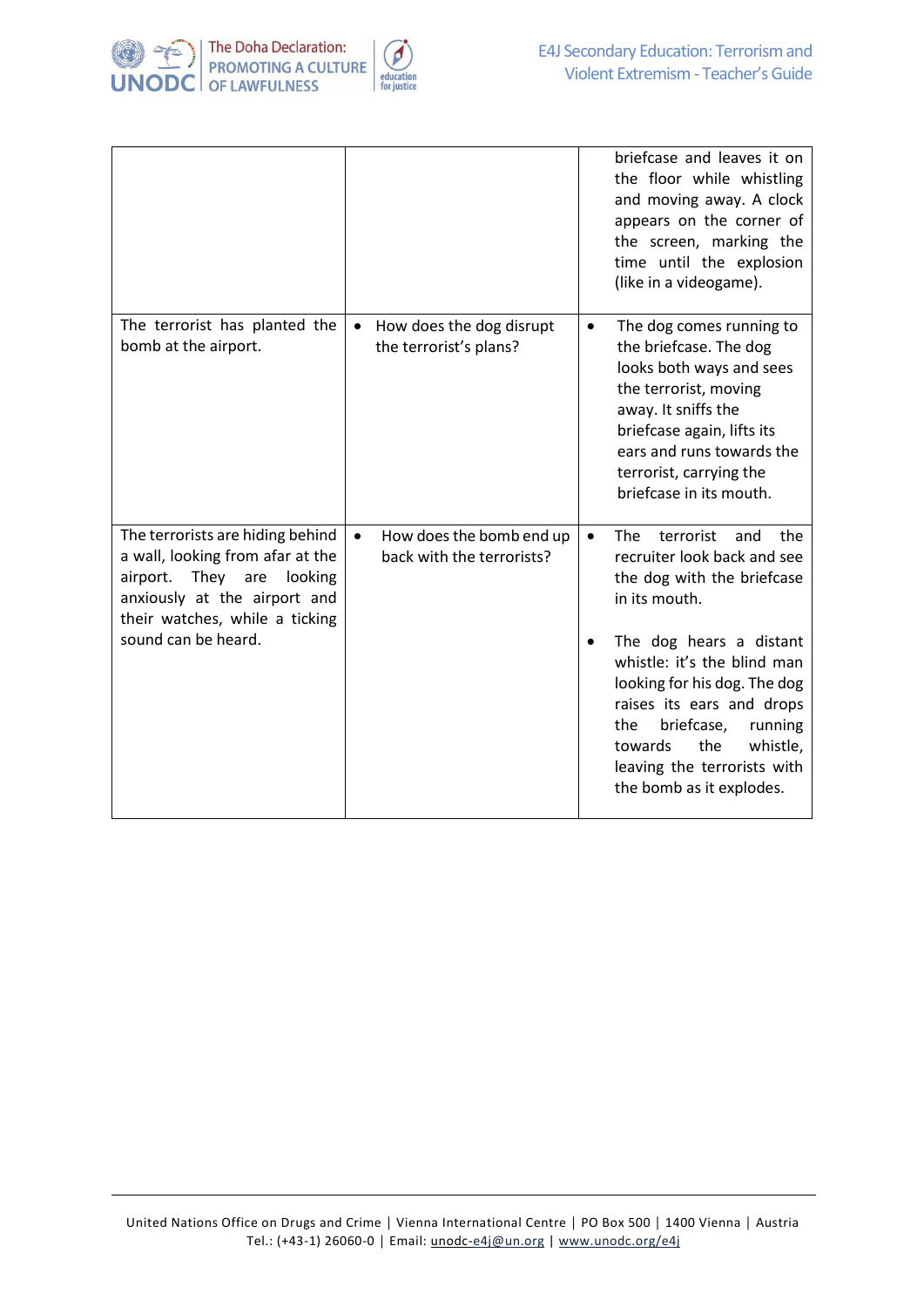| | | |
|---|---|---|
| | | briefcase and leaves it on the floor while whistling and moving away. A clock appears on the corner of the screen, marking the time until the explosion (like in a videogame). |
| The terrorist has planted the bomb at the airport. | • How does the dog disrupt the terrorist's plans? | • The dog comes running to the briefcase. The dog looks both ways and sees the terrorist, moving away. It sniffs the briefcase again, lifts its ears and runs towards the terrorist, carrying the briefcase in its mouth. |
| The terrorists are hiding behind a wall, looking from afar at the airport. They are looking anxiously at the airport and their watches, while a ticking sound can be heard. | • How does the bomb end up back with the terrorists? | • The terrorist and the recruiter look back and see the dog with the briefcase in its mouth.<br><br>• The dog hears a distant whistle: it's the blind man looking for his dog. The dog raises its ears and drops the briefcase, running towards the whistle, leaving the terrorists with the bomb as it explodes. |